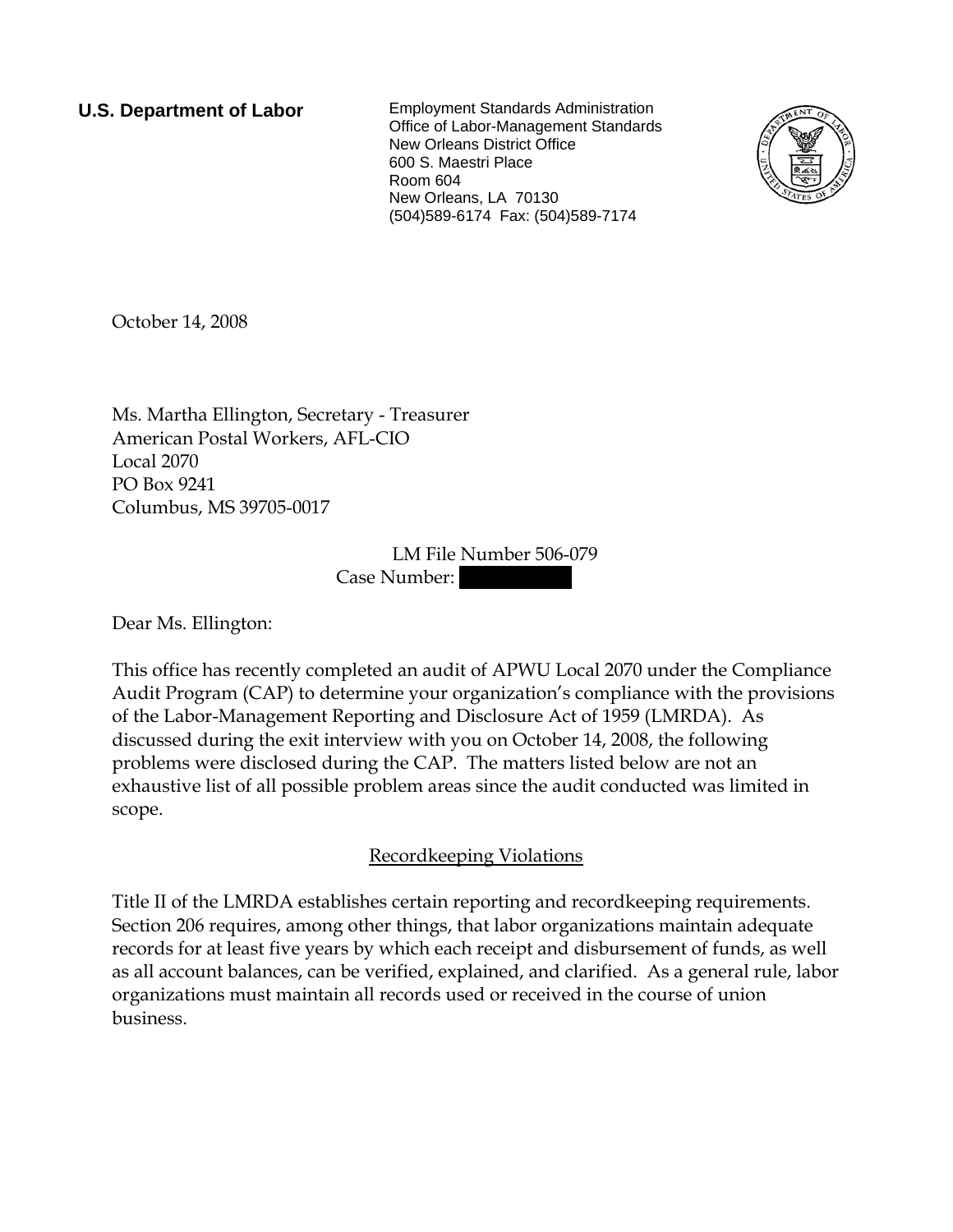**U.S. Department of Labor**

Employment Standards Administration
Office of Labor-Management Standards
New Orleans District Office
600 S. Maestri Place
Room 604
New Orleans, LA 70130
(504)589-6174 Fax: (504)589-7174

October 14, 2008

Ms. Martha Ellington, Secretary - Treasurer
American Postal Workers, AFL-CIO
Local 2070
PO Box 9241
Columbus, MS 39705-0017

LM File Number 506-079
Case Number: [redacted]

Dear Ms. Ellington:

This office has recently completed an audit of APWU Local 2070 under the Compliance Audit Program (CAP) to determine your organization's compliance with the provisions of the Labor-Management Reporting and Disclosure Act of 1959 (LMRDA). As discussed during the exit interview with you on October 14, 2008, the following problems were disclosed during the CAP. The matters listed below are not an exhaustive list of all possible problem areas since the audit conducted was limited in scope.

## Recordkeeping Violations

Title II of the LMRDA establishes certain reporting and recordkeeping requirements. Section 206 requires, among other things, that labor organizations maintain adequate records for at least five years by which each receipt and disbursement of funds, as well as all account balances, can be verified, explained, and clarified. As a general rule, labor organizations must maintain all records used or received in the course of union business.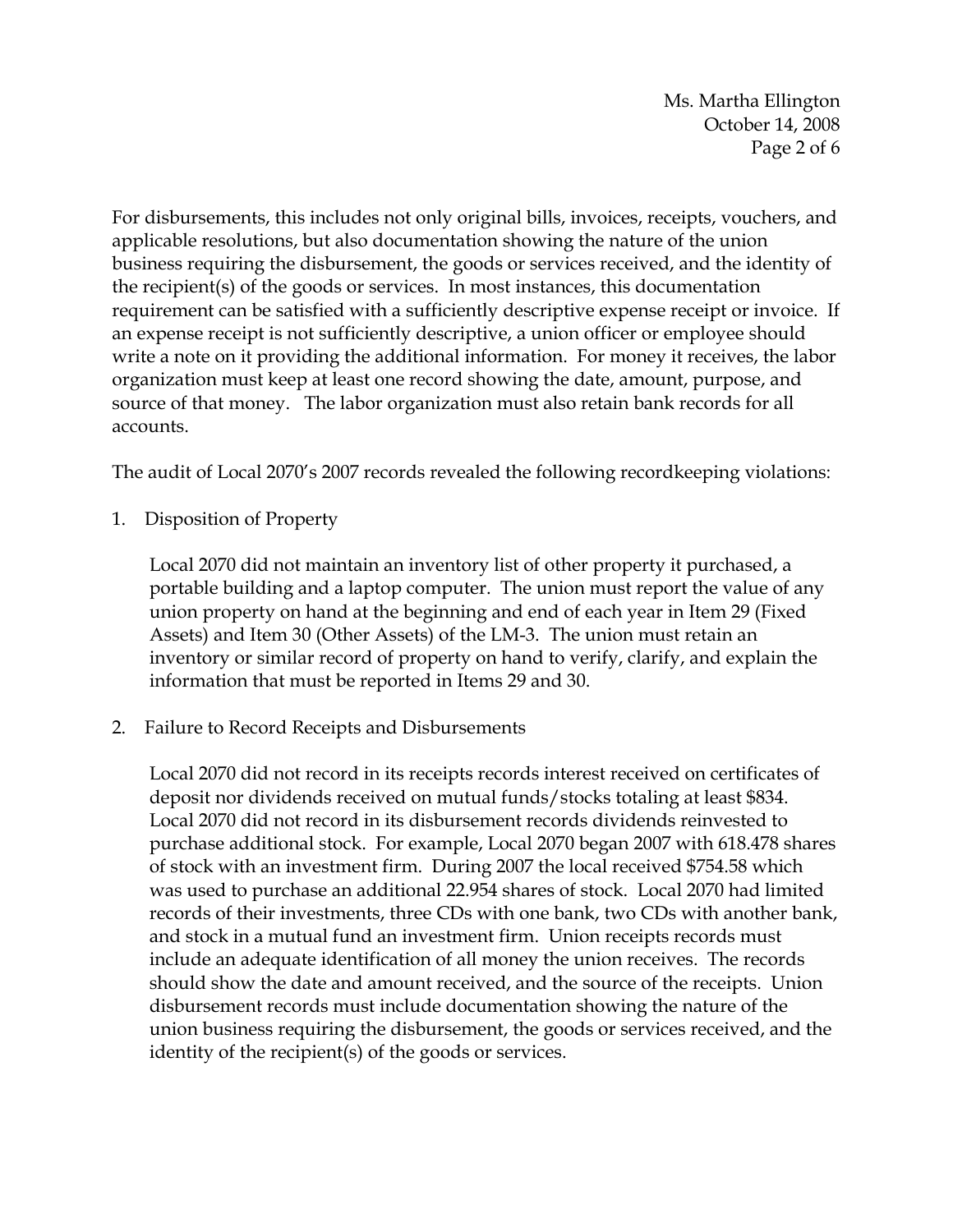For disbursements, this includes not only original bills, invoices, receipts, vouchers, and applicable resolutions, but also documentation showing the nature of the union business requiring the disbursement, the goods or services received, and the identity of the recipient(s) of the goods or services. In most instances, this documentation requirement can be satisfied with a sufficiently descriptive expense receipt or invoice. If an expense receipt is not sufficiently descriptive, a union officer or employee should write a note on it providing the additional information. For money it receives, the labor organization must keep at least one record showing the date, amount, purpose, and source of that money. The labor organization must also retain bank records for all accounts.

The audit of Local 2070's 2007 records revealed the following recordkeeping violations:

1. Disposition of Property

   Local 2070 did not maintain an inventory list of other property it purchased, a portable building and a laptop computer. The union must report the value of any union property on hand at the beginning and end of each year in Item 29 (Fixed Assets) and Item 30 (Other Assets) of the LM-3. The union must retain an inventory or similar record of property on hand to verify, clarify, and explain the information that must be reported in Items 29 and 30.

2. Failure to Record Receipts and Disbursements

   Local 2070 did not record in its receipts records interest received on certificates of deposit nor dividends received on mutual funds/stocks totaling at least $834. Local 2070 did not record in its disbursement records dividends reinvested to purchase additional stock. For example, Local 2070 began 2007 with 618.478 shares of stock with an investment firm. During 2007 the local received $754.58 which was used to purchase an additional 22.954 shares of stock. Local 2070 had limited records of their investments, three CDs with one bank, two CDs with another bank, and stock in a mutual fund an investment firm. Union receipts records must include an adequate identification of all money the union receives. The records should show the date and amount received, and the source of the receipts. Union disbursement records must include documentation showing the nature of the union business requiring the disbursement, the goods or services received, and the identity of the recipient(s) of the goods or services.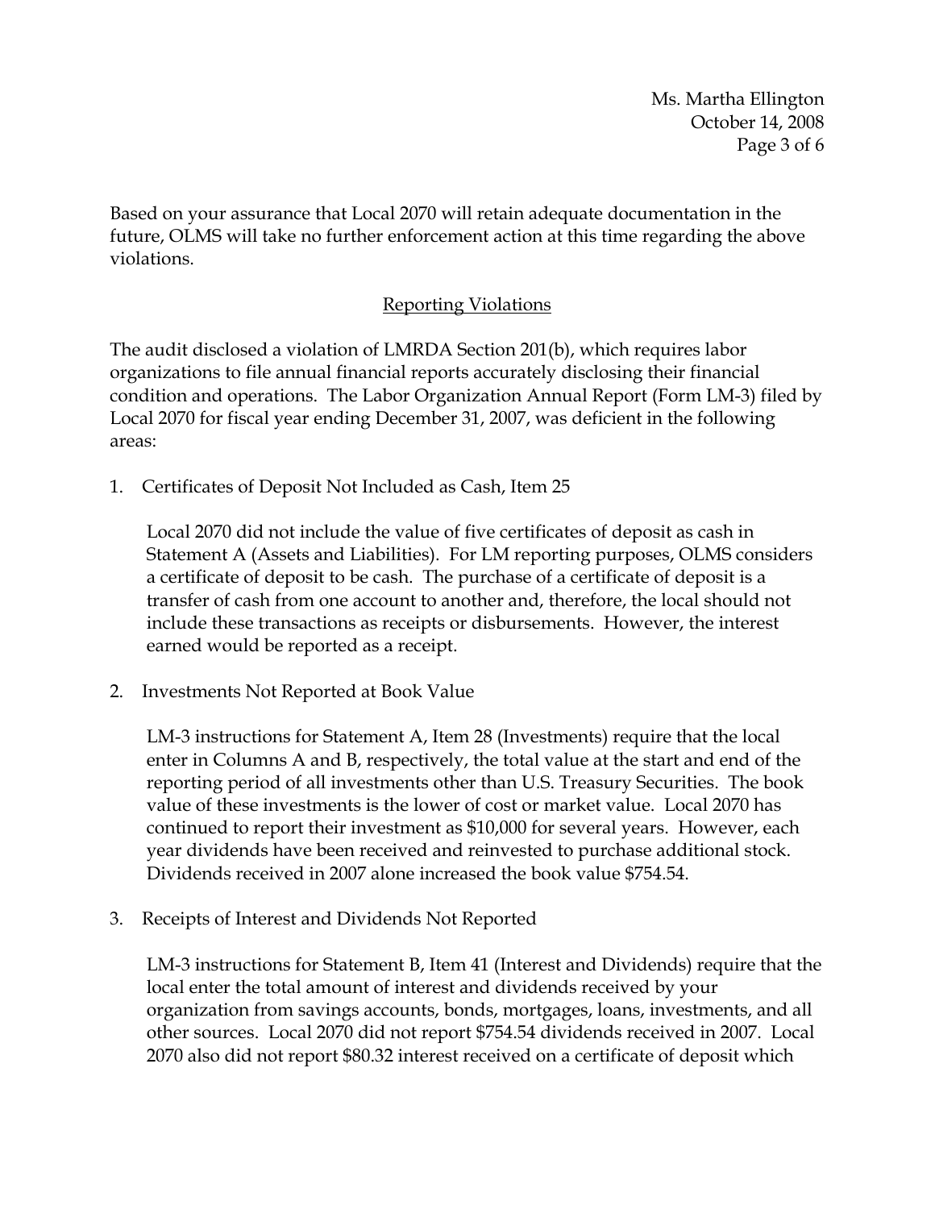Based on your assurance that Local 2070 will retain adequate documentation in the future, OLMS will take no further enforcement action at this time regarding the above violations.

## Reporting Violations

The audit disclosed a violation of LMRDA Section 201(b), which requires labor organizations to file annual financial reports accurately disclosing their financial condition and operations. The Labor Organization Annual Report (Form LM-3) filed by Local 2070 for fiscal year ending December 31, 2007, was deficient in the following areas:

1. Certificates of Deposit Not Included as Cash, Item 25

   Local 2070 did not include the value of five certificates of deposit as cash in Statement A (Assets and Liabilities). For LM reporting purposes, OLMS considers a certificate of deposit to be cash. The purchase of a certificate of deposit is a transfer of cash from one account to another and, therefore, the local should not include these transactions as receipts or disbursements. However, the interest earned would be reported as a receipt.

2. Investments Not Reported at Book Value

   LM-3 instructions for Statement A, Item 28 (Investments) require that the local enter in Columns A and B, respectively, the total value at the start and end of the reporting period of all investments other than U.S. Treasury Securities. The book value of these investments is the lower of cost or market value. Local 2070 has continued to report their investment as $10,000 for several years. However, each year dividends have been received and reinvested to purchase additional stock. Dividends received in 2007 alone increased the book value $754.54.

3. Receipts of Interest and Dividends Not Reported

   LM-3 instructions for Statement B, Item 41 (Interest and Dividends) require that the local enter the total amount of interest and dividends received by your organization from savings accounts, bonds, mortgages, loans, investments, and all other sources. Local 2070 did not report $754.54 dividends received in 2007. Local 2070 also did not report $80.32 interest received on a certificate of deposit which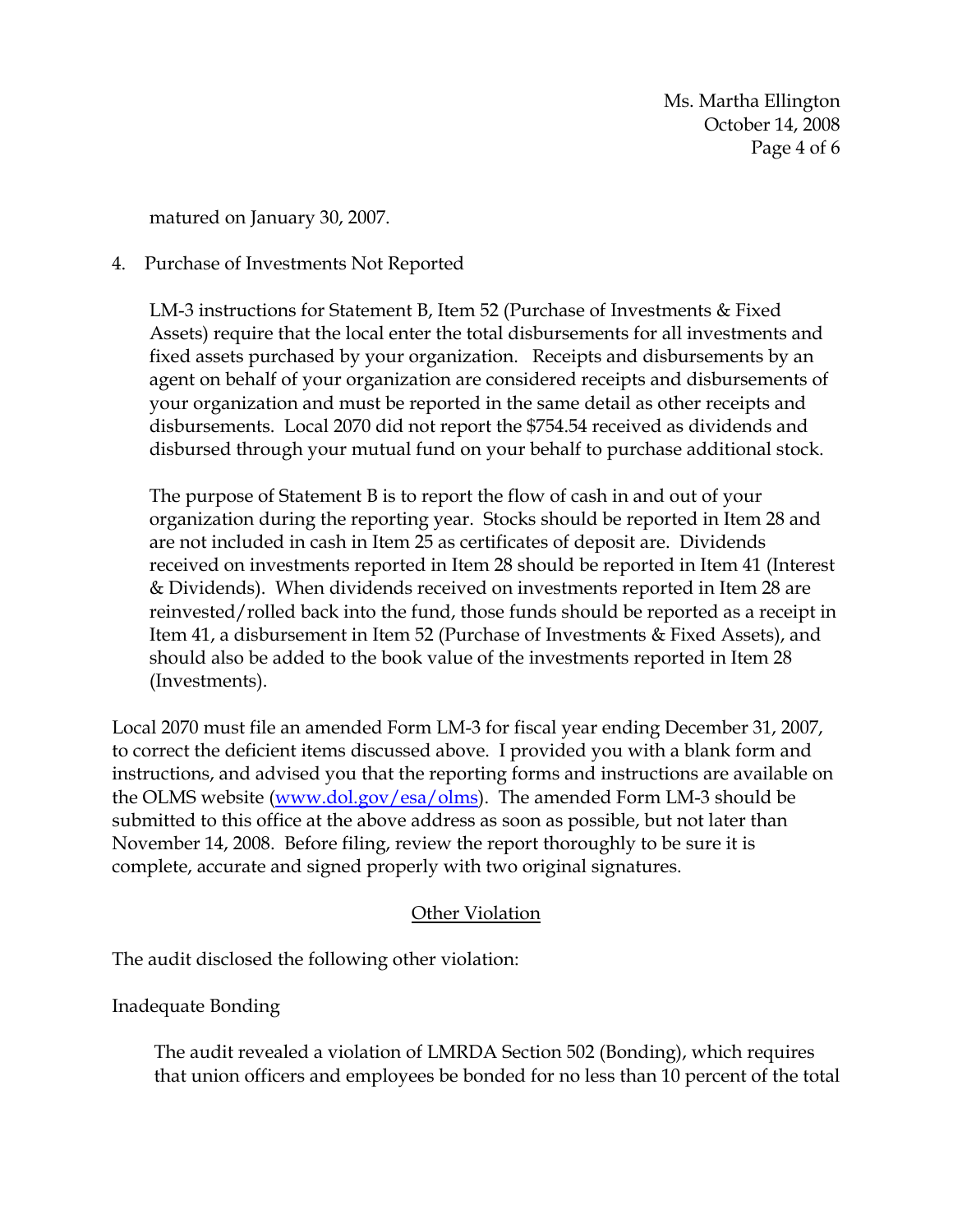matured on January 30, 2007.

4. Purchase of Investments Not Reported

   LM-3 instructions for Statement B, Item 52 (Purchase of Investments & Fixed Assets) require that the local enter the total disbursements for all investments and fixed assets purchased by your organization. Receipts and disbursements by an agent on behalf of your organization are considered receipts and disbursements of your organization and must be reported in the same detail as other receipts and disbursements. Local 2070 did not report the $754.54 received as dividends and disbursed through your mutual fund on your behalf to purchase additional stock.

   The purpose of Statement B is to report the flow of cash in and out of your organization during the reporting year. Stocks should be reported in Item 28 and are not included in cash in Item 25 as certificates of deposit are. Dividends received on investments reported in Item 28 should be reported in Item 41 (Interest & Dividends). When dividends received on investments reported in Item 28 are reinvested/rolled back into the fund, those funds should be reported as a receipt in Item 41, a disbursement in Item 52 (Purchase of Investments & Fixed Assets), and should also be added to the book value of the investments reported in Item 28 (Investments).

Local 2070 must file an amended Form LM-3 for fiscal year ending December 31, 2007, to correct the deficient items discussed above. I provided you with a blank form and instructions, and advised you that the reporting forms and instructions are available on the OLMS website ([www.dol.gov/esa/olms](www.dol.gov/esa/olms)). The amended Form LM-3 should be submitted to this office at the above address as soon as possible, but not later than November 14, 2008. Before filing, review the report thoroughly to be sure it is complete, accurate and signed properly with two original signatures.

## Other Violation

The audit disclosed the following other violation:

Inadequate Bonding

The audit revealed a violation of LMRDA Section 502 (Bonding), which requires that union officers and employees be bonded for no less than 10 percent of the total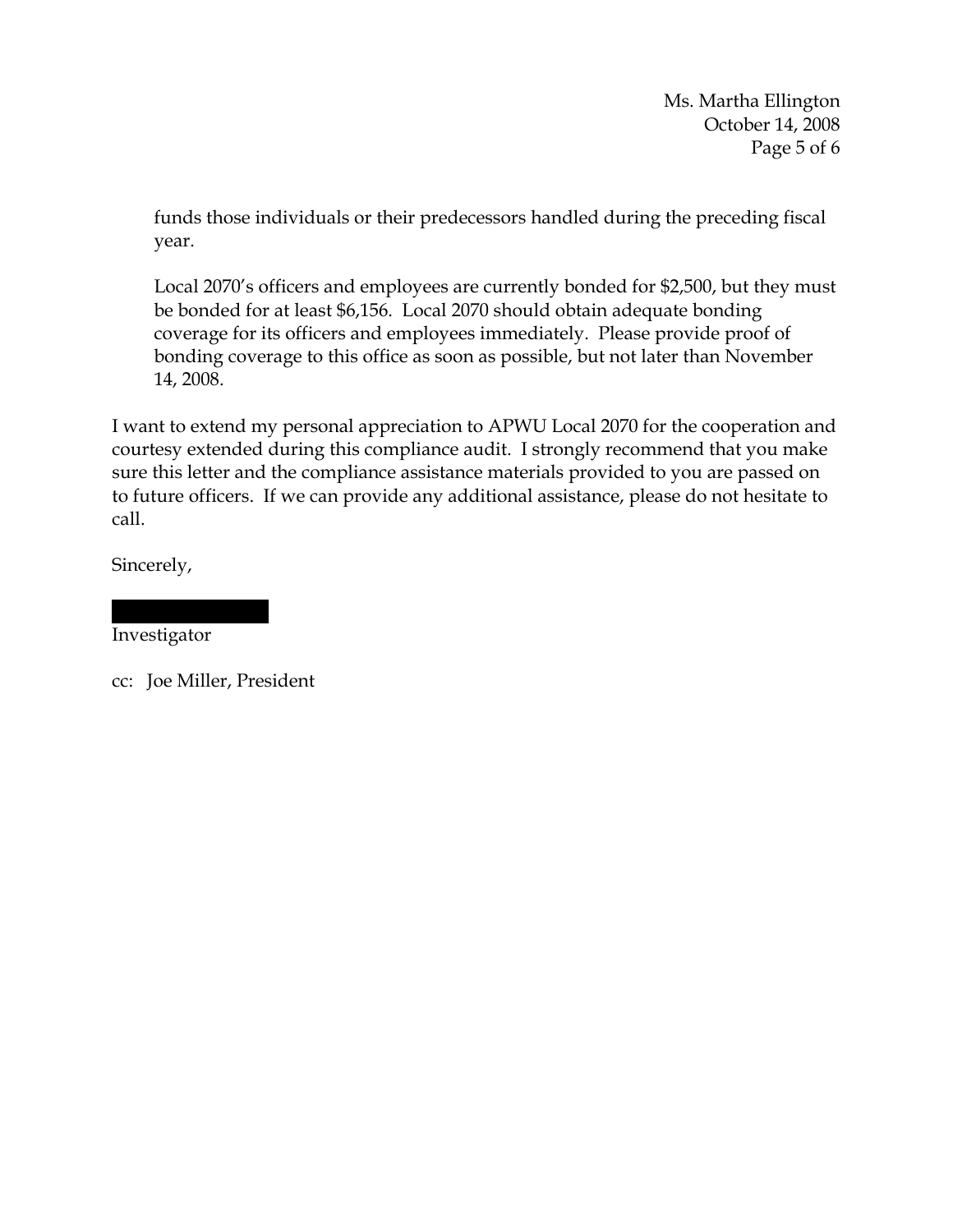funds those individuals or their predecessors handled during the preceding fiscal year.

Local 2070's officers and employees are currently bonded for $2,500, but they must be bonded for at least $6,156. Local 2070 should obtain adequate bonding coverage for its officers and employees immediately. Please provide proof of bonding coverage to this office as soon as possible, but not later than November 14, 2008.

I want to extend my personal appreciation to APWU Local 2070 for the cooperation and courtesy extended during this compliance audit. I strongly recommend that you make sure this letter and the compliance assistance materials provided to you are passed on to future officers. If we can provide any additional assistance, please do not hesitate to call.

Sincerely,

Investigator

cc: Joe Miller, President